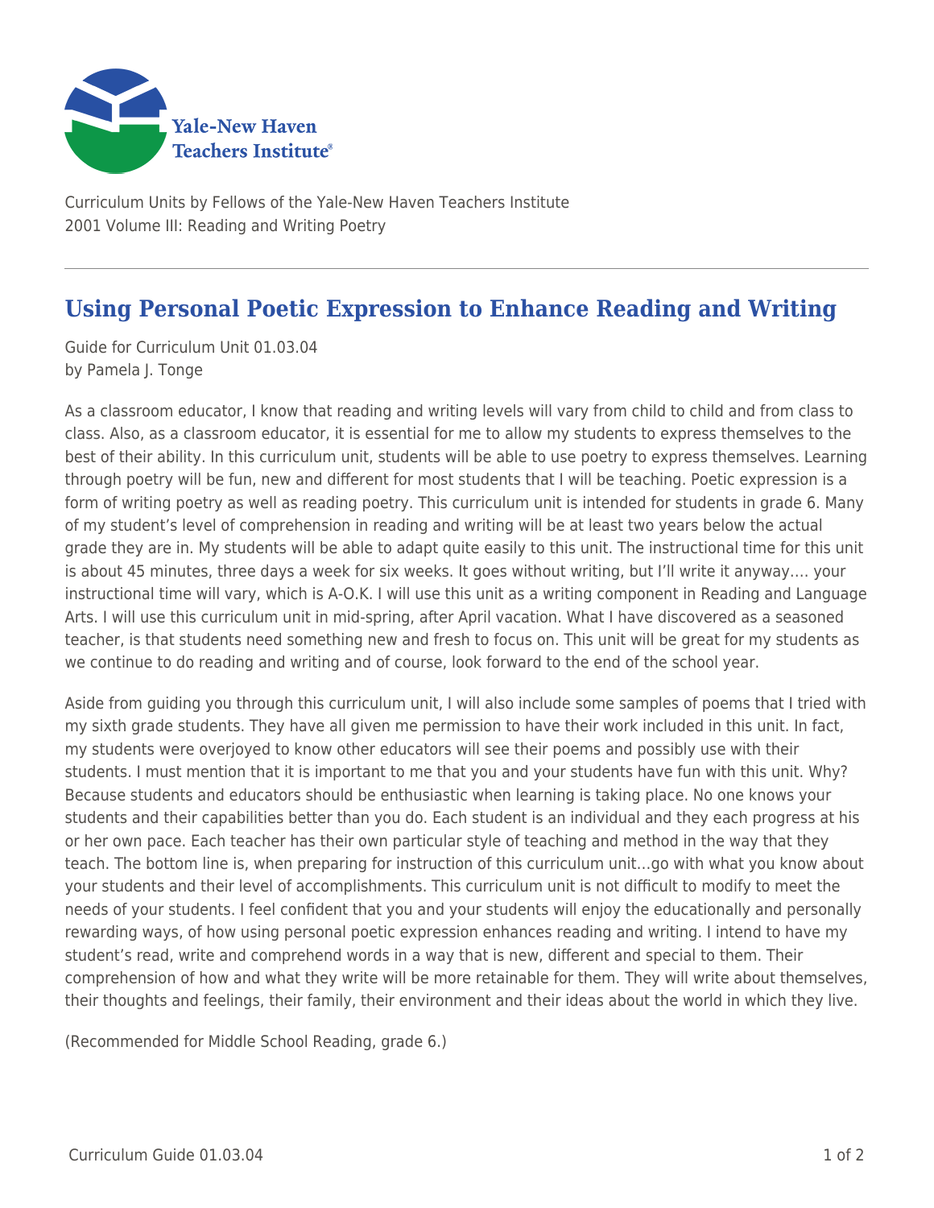Yale-New Haven Teachers Institute

Curriculum Units by Fellows of the Yale-New Haven Teachers Institute
2001 Volume III: Reading and Writing Poetry

# Using Personal Poetic Expression to Enhance Reading and Writing

Guide for Curriculum Unit 01.03.04
by Pamela J. Tonge

As a classroom educator, I know that reading and writing levels will vary from child to child and from class to class. Also, as a classroom educator, it is essential for me to allow my students to express themselves to the best of their ability. In this curriculum unit, students will be able to use poetry to express themselves. Learning through poetry will be fun, new and different for most students that I will be teaching. Poetic expression is a form of writing poetry as well as reading poetry. This curriculum unit is intended for students in grade 6. Many of my student's level of comprehension in reading and writing will be at least two years below the actual grade they are in. My students will be able to adapt quite easily to this unit. The instructional time for this unit is about 45 minutes, three days a week for six weeks. It goes without writing, but I'll write it anyway…. your instructional time will vary, which is A-O.K. I will use this unit as a writing component in Reading and Language Arts. I will use this curriculum unit in mid-spring, after April vacation. What I have discovered as a seasoned teacher, is that students need something new and fresh to focus on. This unit will be great for my students as we continue to do reading and writing and of course, look forward to the end of the school year.

Aside from guiding you through this curriculum unit, I will also include some samples of poems that I tried with my sixth grade students. They have all given me permission to have their work included in this unit. In fact, my students were overjoyed to know other educators will see their poems and possibly use with their students. I must mention that it is important to me that you and your students have fun with this unit. Why? Because students and educators should be enthusiastic when learning is taking place. No one knows your students and their capabilities better than you do. Each student is an individual and they each progress at his or her own pace. Each teacher has their own particular style of teaching and method in the way that they teach. The bottom line is, when preparing for instruction of this curriculum unit…go with what you know about your students and their level of accomplishments. This curriculum unit is not difficult to modify to meet the needs of your students. I feel confident that you and your students will enjoy the educationally and personally rewarding ways, of how using personal poetic expression enhances reading and writing. I intend to have my student's read, write and comprehend words in a way that is new, different and special to them. Their comprehension of how and what they write will be more retainable for them. They will write about themselves, their thoughts and feelings, their family, their environment and their ideas about the world in which they live.

(Recommended for Middle School Reading, grade 6.)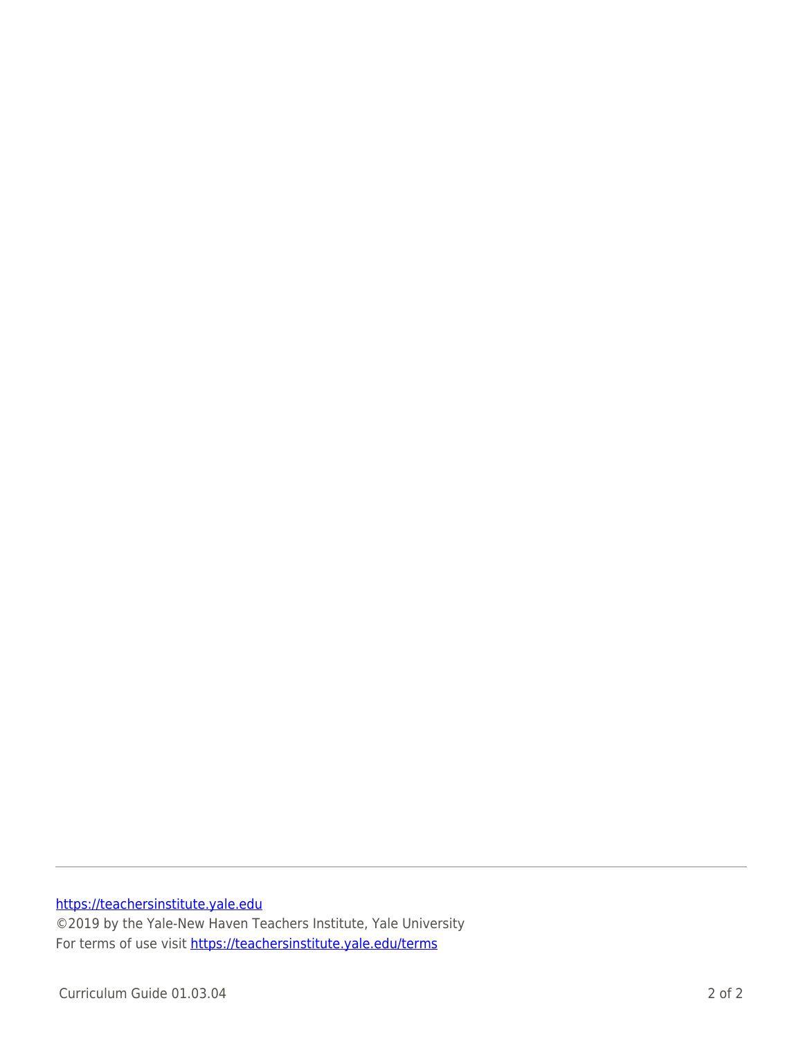https://teachersinstitute.yale.edu

©2019 by the Yale-New Haven Teachers Institute, Yale University

For terms of use visit https://teachersinstitute.yale.edu/terms